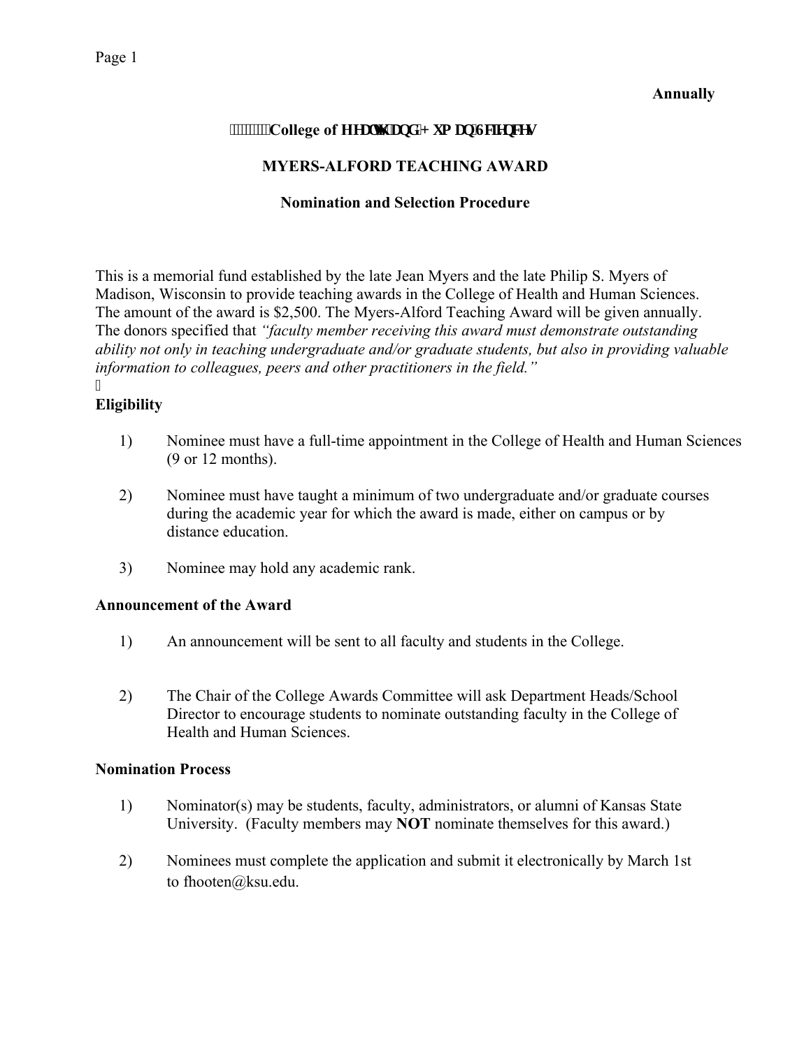**Annually**

**College of Health and Human Sciences**

**MYERS-ALFORD TEACHING AWARD**

**Nomination and Selection Procedure**

This is a memorial fund established by the late Jean Myers and the late Philip S. Myers of Madison, Wisconsin to provide teaching awards in the College of Health and Human Sciences. The amount of the award is $2,500. The Myers-Alford Teaching Award will be given annually. The donors specified that *"faculty member receiving this award must demonstrate outstanding ability not only in teaching undergraduate and/or graduate students, but also in providing valuable information to colleagues, peers and other practitioners in the field."*

**Eligibility**

1) Nominee must have a full-time appointment in the College of Health and Human Sciences (9 or 12 months).

2) Nominee must have taught a minimum of two undergraduate and/or graduate courses during the academic year for which the award is made, either on campus or by distance education.

3) Nominee may hold any academic rank.

**Announcement of the Award**

1) An announcement will be sent to all faculty and students in the College.

2) The Chair of the College Awards Committee will ask Department Heads/School Director to encourage students to nominate outstanding faculty in the College of Health and Human Sciences.

**Nomination Process**

1) Nominator(s) may be students, faculty, administrators, or alumni of Kansas State University. (Faculty members may **NOT** nominate themselves for this award.)

2) Nominees must complete the application and submit it electronically by March 1st to fhooten@ksu.edu.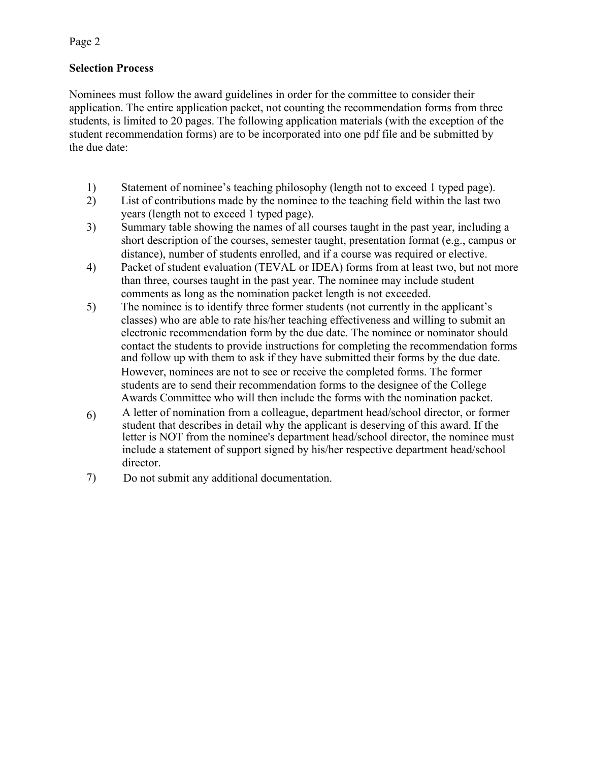**Selection Process**

Nominees must follow the award guidelines in order for the committee to consider their application. The entire application packet, not counting the recommendation forms from three students, is limited to 20 pages. The following application materials (with the exception of the student recommendation forms) are to be incorporated into one pdf file and be submitted by the due date:

1) Statement of nominee's teaching philosophy (length not to exceed 1 typed page).
2) List of contributions made by the nominee to the teaching field within the last two years (length not to exceed 1 typed page).
3) Summary table showing the names of all courses taught in the past year, including a short description of the courses, semester taught, presentation format (e.g., campus or distance), number of students enrolled, and if a course was required or elective.
4) Packet of student evaluation (TEVAL or IDEA) forms from at least two, but not more than three, courses taught in the past year. The nominee may include student comments as long as the nomination packet length is not exceeded.
5) The nominee is to identify three former students (not currently in the applicant's classes) who are able to rate his/her teaching effectiveness and willing to submit an electronic recommendation form by the due date. The nominee or nominator should contact the students to provide instructions for completing the recommendation forms and follow up with them to ask if they have submitted their forms by the due date. However, nominees are not to see or receive the completed forms. The former students are to send their recommendation forms to the designee of the College Awards Committee who will then include the forms with the nomination packet.
6) A letter of nomination from a colleague, department head/school director, or former student that describes in detail why the applicant is deserving of this award. If the letter is NOT from the nominee's department head/school director, the nominee must include a statement of support signed by his/her respective department head/school director.
7) Do not submit any additional documentation.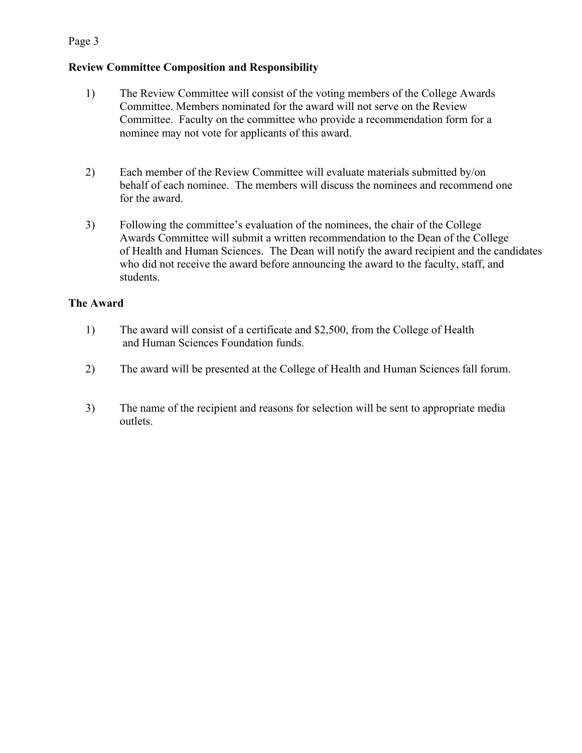**Review Committee Composition and Responsibility**

1) The Review Committee will consist of the voting members of the College Awards Committee. Members nominated for the award will not serve on the Review Committee. Faculty on the committee who provide a recommendation form for a nominee may not vote for applicants of this award.

2) Each member of the Review Committee will evaluate materials submitted by/on behalf of each nominee. The members will discuss the nominees and recommend one for the award.

3) Following the committee's evaluation of the nominees, the chair of the College Awards Committee will submit a written recommendation to the Dean of the College of Health and Human Sciences. The Dean will notify the award recipient and the candidates who did not receive the award before announcing the award to the faculty, staff, and students.

**The Award**

1) The award will consist of a certificate and $2,500, from the College of Health and Human Sciences Foundation funds.

2) The award will be presented at the College of Health and Human Sciences fall forum.

3) The name of the recipient and reasons for selection will be sent to appropriate media outlets.